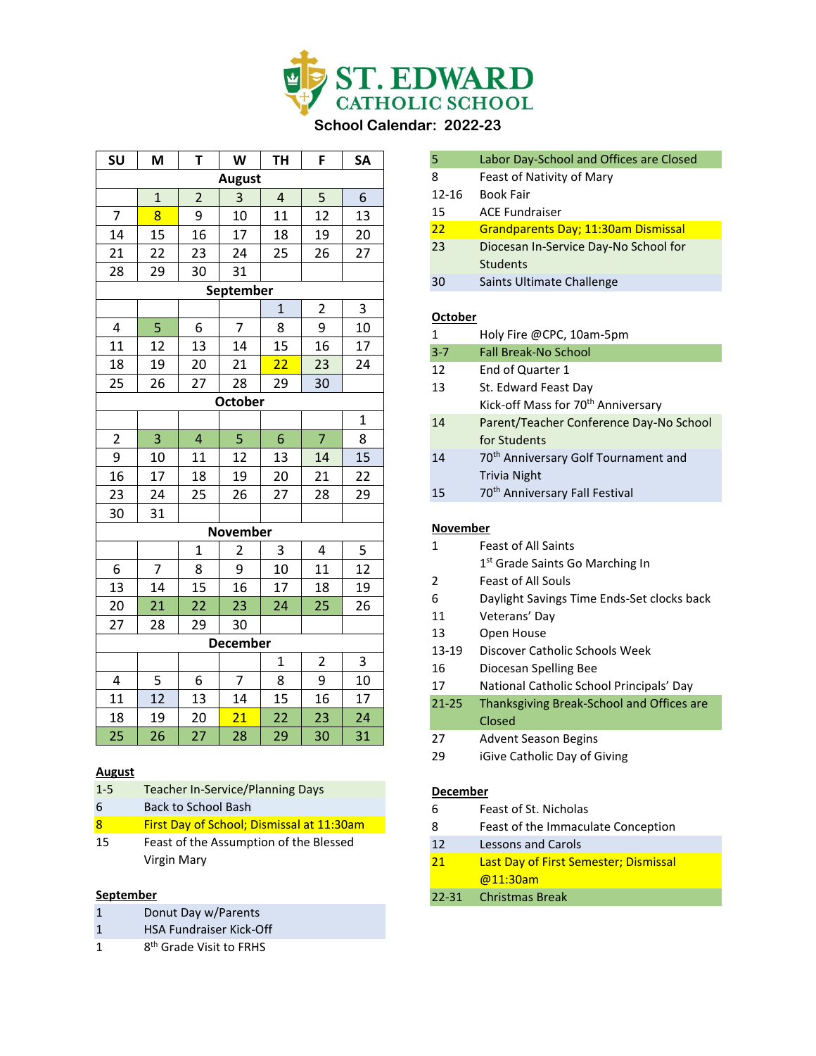# ST. EDWARD CATHOLIC SCHOOL

## School Calendar: 2022-23

| SU | M | T | W | TH | F | SA |
|---|---|---|---|---|---|---|
| **August** | | | | | | |
| | 1 | 2 | 3 | 4 | 5 | 6 |
| 7 | 8 | 9 | 10 | 11 | 12 | 13 |
| 14 | 15 | 16 | 17 | 18 | 19 | 20 |
| 21 | 22 | 23 | 24 | 25 | 26 | 27 |
| 28 | 29 | 30 | 31 | | | |
| **September** | | | | | | |
| | | | | 1 | 2 | 3 |
| 4 | 5 | 6 | 7 | 8 | 9 | 10 |
| 11 | 12 | 13 | 14 | 15 | 16 | 17 |
| 18 | 19 | 20 | 21 | 22 | 23 | 24 |
| 25 | 26 | 27 | 28 | 29 | 30 | |
| **October** | | | | | | |
| | | | | | | 1 |
| 2 | 3 | 4 | 5 | 6 | 7 | 8 |
| 9 | 10 | 11 | 12 | 13 | 14 | 15 |
| 16 | 17 | 18 | 19 | 20 | 21 | 22 |
| 23 | 24 | 25 | 26 | 27 | 28 | 29 |
| 30 | 31 | | | | | |
| **November** | | | | | | |
| | | 1 | 2 | 3 | 4 | 5 |
| 6 | 7 | 8 | 9 | 10 | 11 | 12 |
| 13 | 14 | 15 | 16 | 17 | 18 | 19 |
| 20 | 21 | 22 | 23 | 24 | 25 | 26 |
| 27 | 28 | 29 | 30 | | | |
| **December** | | | | | | |
| | | | | 1 | 2 | 3 |
| 4 | 5 | 6 | 7 | 8 | 9 | 10 |
| 11 | 12 | 13 | 14 | 15 | 16 | 17 |
| 18 | 19 | 20 | 21 | 22 | 23 | 24 |
| 25 | 26 | 27 | 28 | 29 | 30 | 31 |

**August**

| | |
|---|---|
| 1-5 | Teacher In-Service/Planning Days |
| 6 | Back to School Bash |
| 8 | First Day of School; Dismissal at 11:30am |
| 15 | Feast of the Assumption of the Blessed Virgin Mary |

**September**

| | |
|---|---|
| 1 | Donut Day w/Parents |
| 1 | HSA Fundraiser Kick-Off |
| 1 | 8th Grade Visit to FRHS |
| 5 | Labor Day-School and Offices are Closed |
| 8 | Feast of Nativity of Mary |
| 12-16 | Book Fair |
| 15 | ACE Fundraiser |
| 22 | Grandparents Day; 11:30am Dismissal |
| 23 | Diocesan In-Service Day-No School for Students |
| 30 | Saints Ultimate Challenge |

**October**

| | |
|---|---|
| 1 | Holy Fire @CPC, 10am-5pm |
| 3-7 | Fall Break-No School |
| 12 | End of Quarter 1 |
| 13 | St. Edward Feast Day<br>Kick-off Mass for 70th Anniversary |
| 14 | Parent/Teacher Conference Day-No School for Students |
| 14 | 70th Anniversary Golf Tournament and Trivia Night |
| 15 | 70th Anniversary Fall Festival |

**November**

| | |
|---|---|
| 1 | Feast of All Saints<br>1st Grade Saints Go Marching In |
| 2 | Feast of All Souls |
| 6 | Daylight Savings Time Ends-Set clocks back |
| 11 | Veterans' Day |
| 13 | Open House |
| 13-19 | Discover Catholic Schools Week |
| 16 | Diocesan Spelling Bee |
| 17 | National Catholic School Principals' Day |
| 21-25 | Thanksgiving Break-School and Offices are Closed |
| 27 | Advent Season Begins |
| 29 | iGive Catholic Day of Giving |

**December**

| | |
|---|---|
| 6 | Feast of St. Nicholas |
| 8 | Feast of the Immaculate Conception |
| 12 | Lessons and Carols |
| 21 | Last Day of First Semester; Dismissal @11:30am |
| 22-31 | Christmas Break |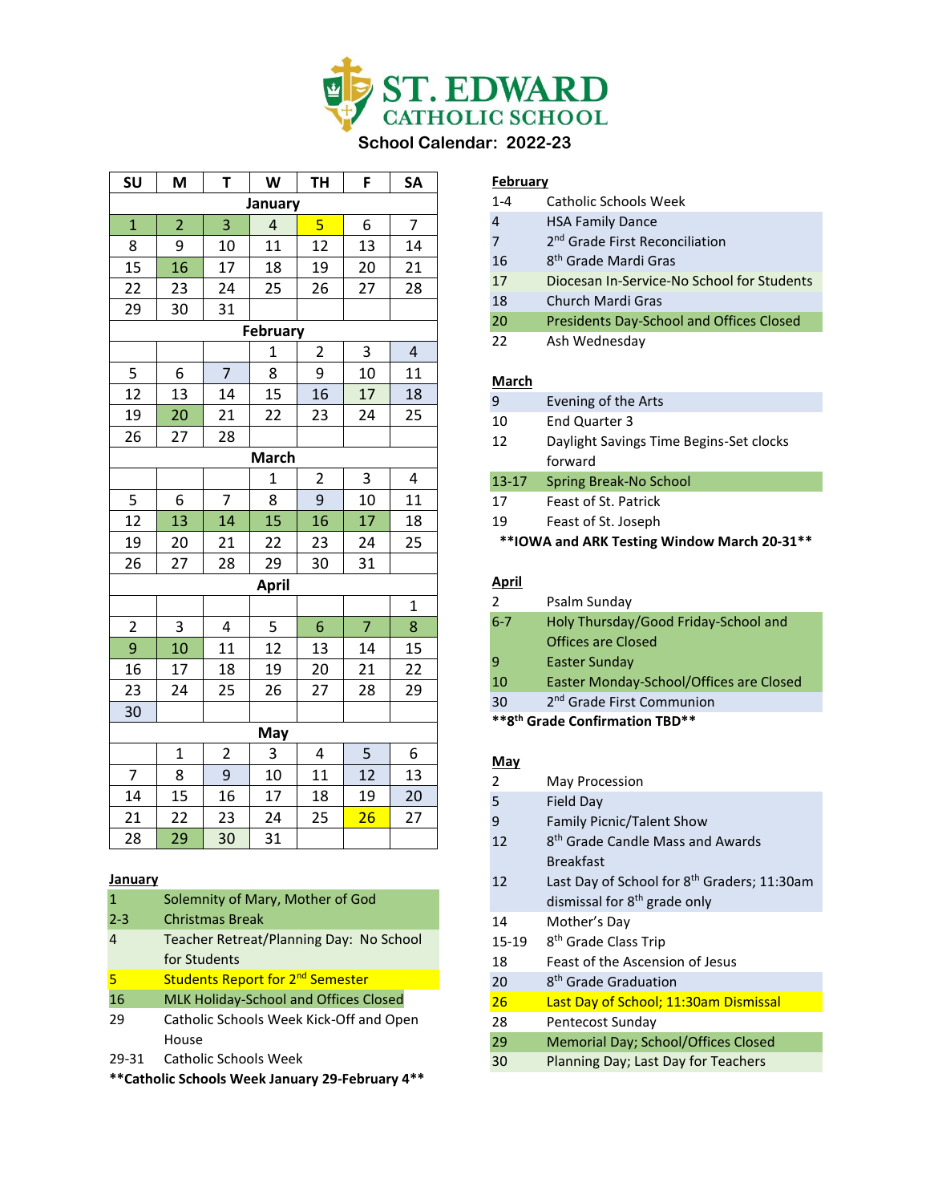# ST. EDWARD CATHOLIC SCHOOL

## School Calendar: 2022-23

| SU | M | T | W | TH | F | SA |
|---|---|---|---|---|---|---|
| | | | **January** | | | |
| 1 | 2 | 3 | 4 | 5 | 6 | 7 |
| 8 | 9 | 10 | 11 | 12 | 13 | 14 |
| 15 | 16 | 17 | 18 | 19 | 20 | 21 |
| 22 | 23 | 24 | 25 | 26 | 27 | 28 |
| 29 | 30 | 31 | | | | |
| | | | **February** | | | |
| | | | 1 | 2 | 3 | 4 |
| 5 | 6 | 7 | 8 | 9 | 10 | 11 |
| 12 | 13 | 14 | 15 | 16 | 17 | 18 |
| 19 | 20 | 21 | 22 | 23 | 24 | 25 |
| 26 | 27 | 28 | | | | |
| | | | **March** | | | |
| | | | 1 | 2 | 3 | 4 |
| 5 | 6 | 7 | 8 | 9 | 10 | 11 |
| 12 | 13 | 14 | 15 | 16 | 17 | 18 |
| 19 | 20 | 21 | 22 | 23 | 24 | 25 |
| 26 | 27 | 28 | 29 | 30 | 31 | |
| | | | **April** | | | |
| | | | | | | 1 |
| 2 | 3 | 4 | 5 | 6 | 7 | 8 |
| 9 | 10 | 11 | 12 | 13 | 14 | 15 |
| 16 | 17 | 18 | 19 | 20 | 21 | 22 |
| 23 | 24 | 25 | 26 | 27 | 28 | 29 |
| 30 | | | | | | |
| | | | **May** | | | |
| | 1 | 2 | 3 | 4 | 5 | 6 |
| 7 | 8 | 9 | 10 | 11 | 12 | 13 |
| 14 | 15 | 16 | 17 | 18 | 19 | 20 |
| 21 | 22 | 23 | 24 | 25 | 26 | 27 |
| 28 | 29 | 30 | 31 | | | |

**January**

| | |
|---|---|
| 1 | Solemnity of Mary, Mother of God |
| 2-3 | Christmas Break |
| 4 | Teacher Retreat/Planning Day: No School for Students |
| 5 | Students Report for 2nd Semester |
| 16 | MLK Holiday-School and Offices Closed |
| 29 | Catholic Schools Week Kick-Off and Open House |
| 29-31 | Catholic Schools Week |

**Catholic Schools Week January 29-February 4**

**February**

| | |
|---|---|
| 1-4 | Catholic Schools Week |
| 4 | HSA Family Dance |
| 7 | 2nd Grade First Reconciliation |
| 16 | 8th Grade Mardi Gras |
| 17 | Diocesan In-Service-No School for Students |
| 18 | Church Mardi Gras |
| 20 | Presidents Day-School and Offices Closed |
| 22 | Ash Wednesday |

**March**

| | |
|---|---|
| 9 | Evening of the Arts |
| 10 | End Quarter 3 |
| 12 | Daylight Savings Time Begins-Set clocks forward |
| 13-17 | Spring Break-No School |
| 17 | Feast of St. Patrick |
| 19 | Feast of St. Joseph |

**IOWA and ARK Testing Window March 20-31**

**April**

| | |
|---|---|
| 2 | Psalm Sunday |
| 6-7 | Holy Thursday/Good Friday-School and Offices are Closed |
| 9 | Easter Sunday |
| 10 | Easter Monday-School/Offices are Closed |
| 30 | 2nd Grade First Communion |

**8th Grade Confirmation TBD**

**May**

| | |
|---|---|
| 2 | May Procession |
| 5 | Field Day |
| 9 | Family Picnic/Talent Show |
| 12 | 8th Grade Candle Mass and Awards Breakfast |
| 12 | Last Day of School for 8th Graders; 11:30am dismissal for 8th grade only |
| 14 | Mother's Day |
| 15-19 | 8th Grade Class Trip |
| 18 | Feast of the Ascension of Jesus |
| 20 | 8th Grade Graduation |
| 26 | Last Day of School; 11:30am Dismissal |
| 28 | Pentecost Sunday |
| 29 | Memorial Day; School/Offices Closed |
| 30 | Planning Day; Last Day for Teachers |